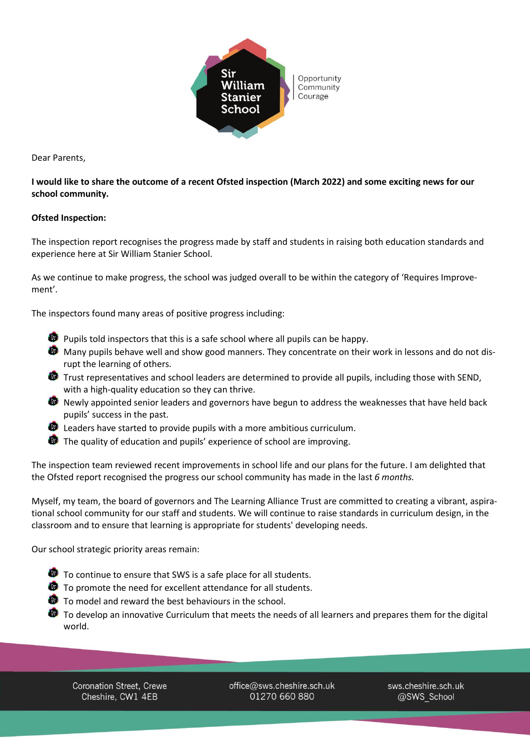Sir William Stanier School

Opportunity
Community
Courage

Dear Parents,

**I would like to share the outcome of a recent Ofsted inspection (March 2022) and some exciting news for our school community.**

**Ofsted Inspection:**

The inspection report recognises the progress made by staff and students in raising both education standards and experience here at Sir William Stanier School.

As we continue to make progress, the school was judged overall to be within the category of 'Requires Improvement'.

The inspectors found many areas of positive progress including:

- Pupils told inspectors that this is a safe school where all pupils can be happy.
- Many pupils behave well and show good manners. They concentrate on their work in lessons and do not disrupt the learning of others.
- Trust representatives and school leaders are determined to provide all pupils, including those with SEND, with a high-quality education so they can thrive.
- Newly appointed senior leaders and governors have begun to address the weaknesses that have held back pupils' success in the past.
- Leaders have started to provide pupils with a more ambitious curriculum.
- The quality of education and pupils' experience of school are improving.

The inspection team reviewed recent improvements in school life and our plans for the future. I am delighted that the Ofsted report recognised the progress our school community has made in the last *6 months.*

Myself, my team, the board of governors and The Learning Alliance Trust are committed to creating a vibrant, aspirational school community for our staff and students. We will continue to raise standards in curriculum design, in the classroom and to ensure that learning is appropriate for students' developing needs.

Our school strategic priority areas remain:

- To continue to ensure that SWS is a safe place for all students.
- To promote the need for excellent attendance for all students.
- To model and reward the best behaviours in the school.
- To develop an innovative Curriculum that meets the needs of all learners and prepares them for the digital world.

Coronation Street, Crewe
Cheshire, CW1 4EB

office@sws.cheshire.sch.uk
01270 660 880

sws.cheshire.sch.uk
@SWS_School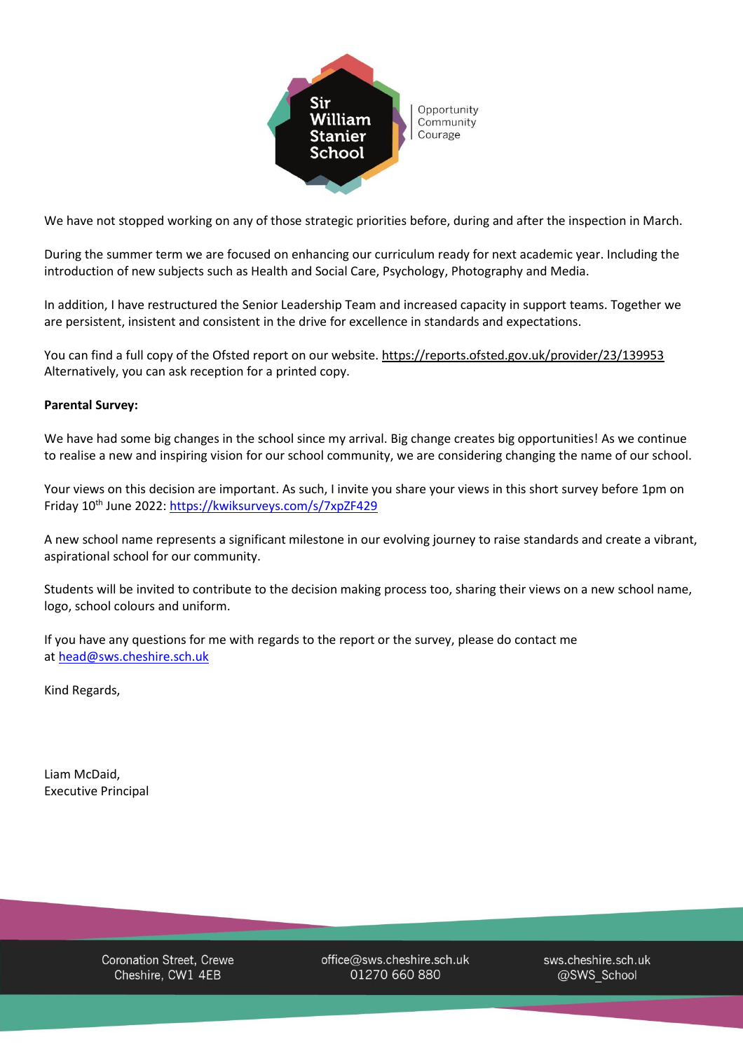We have not stopped working on any of those strategic priorities before, during and after the inspection in March.

During the summer term we are focused on enhancing our curriculum ready for next academic year. Including the introduction of new subjects such as Health and Social Care, Psychology, Photography and Media.

In addition, I have restructured the Senior Leadership Team and increased capacity in support teams. Together we are persistent, insistent and consistent in the drive for excellence in standards and expectations.

You can find a full copy of the Ofsted report on our website. https://reports.ofsted.gov.uk/provider/23/139953 Alternatively, you can ask reception for a printed copy.

**Parental Survey:**

We have had some big changes in the school since my arrival. Big change creates big opportunities! As we continue to realise a new and inspiring vision for our school community, we are considering changing the name of our school.

Your views on this decision are important. As such, I invite you share your views in this short survey before 1pm on Friday 10th June 2022: https://kwiksurveys.com/s/7xpZF429

A new school name represents a significant milestone in our evolving journey to raise standards and create a vibrant, aspirational school for our community.

Students will be invited to contribute to the decision making process too, sharing their views on a new school name, logo, school colours and uniform.

If you have any questions for me with regards to the report or the survey, please do contact me at head@sws.cheshire.sch.uk

Kind Regards,

Liam McDaid,
Executive Principal